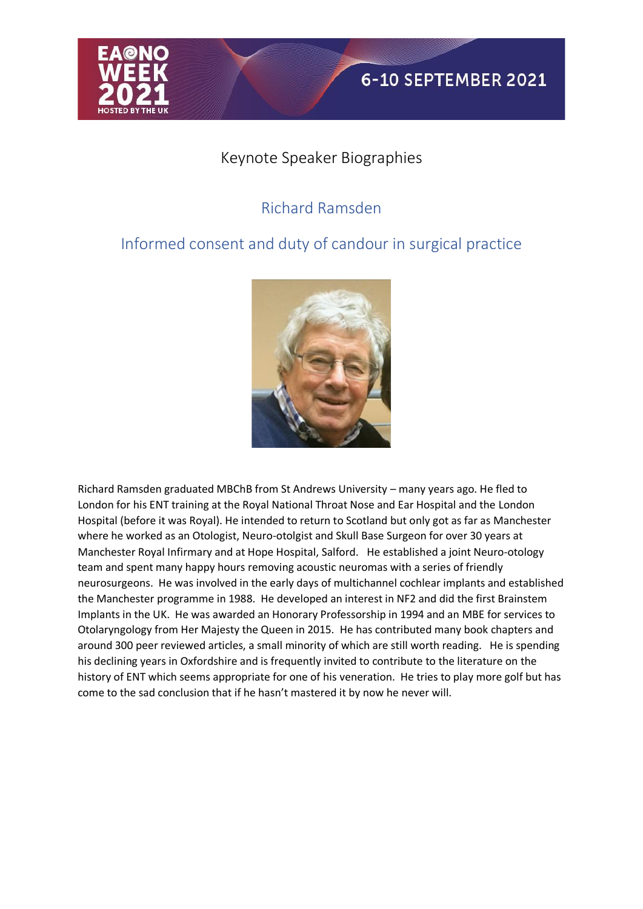# Keynote Speaker Biographies

## Richard Ramsden

## Informed consent and duty of candour in surgical practice

Richard Ramsden graduated MBChB from St Andrews University – many years ago. He fled to London for his ENT training at the Royal National Throat Nose and Ear Hospital and the London Hospital (before it was Royal). He intended to return to Scotland but only got as far as Manchester where he worked as an Otologist, Neuro-otolgist and Skull Base Surgeon for over 30 years at Manchester Royal Infirmary and at Hope Hospital, Salford. He established a joint Neuro-otology team and spent many happy hours removing acoustic neuromas with a series of friendly neurosurgeons. He was involved in the early days of multichannel cochlear implants and established the Manchester programme in 1988. He developed an interest in NF2 and did the first Brainstem Implants in the UK. He was awarded an Honorary Professorship in 1994 and an MBE for services to Otolaryngology from Her Majesty the Queen in 2015. He has contributed many book chapters and around 300 peer reviewed articles, a small minority of which are still worth reading. He is spending his declining years in Oxfordshire and is frequently invited to contribute to the literature on the history of ENT which seems appropriate for one of his veneration. He tries to play more golf but has come to the sad conclusion that if he hasn't mastered it by now he never will.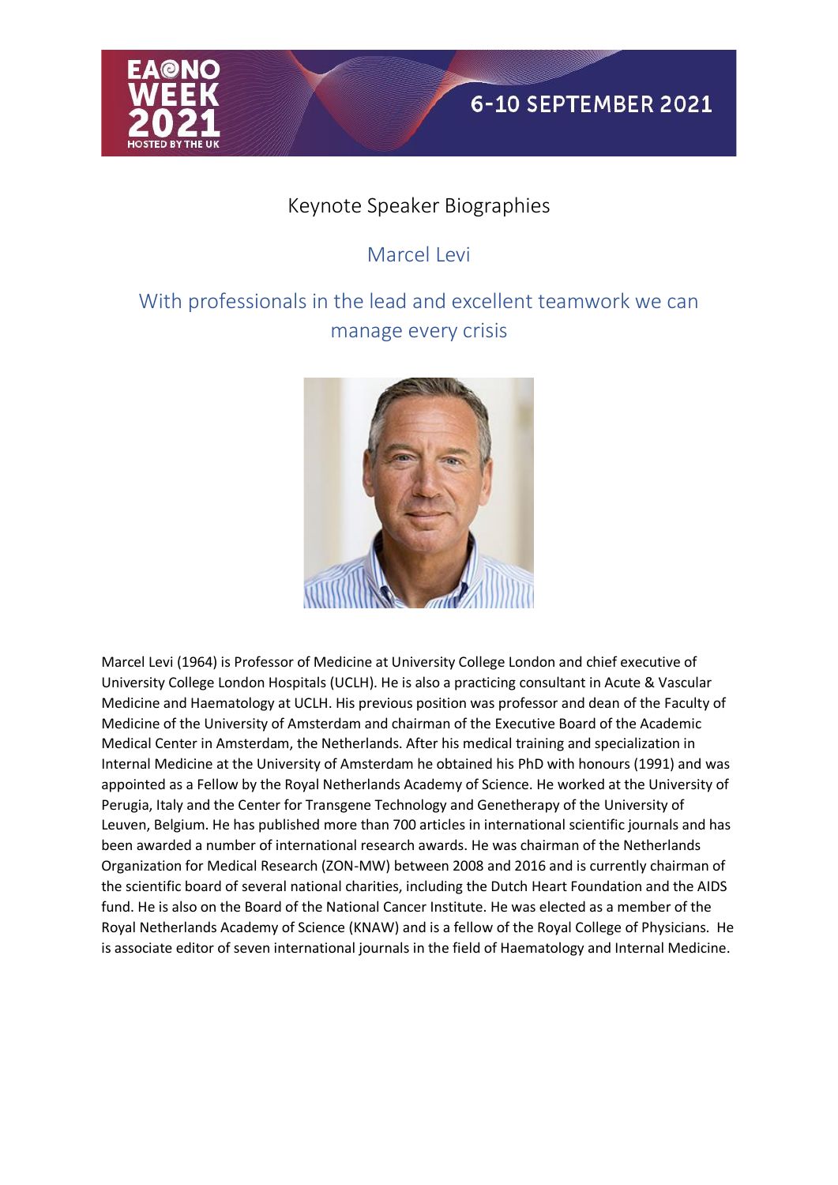# Keynote Speaker Biographies

## Marcel Levi

### With professionals in the lead and excellent teamwork we can manage every crisis

Marcel Levi (1964) is Professor of Medicine at University College London and chief executive of University College London Hospitals (UCLH). He is also a practicing consultant in Acute & Vascular Medicine and Haematology at UCLH. His previous position was professor and dean of the Faculty of Medicine of the University of Amsterdam and chairman of the Executive Board of the Academic Medical Center in Amsterdam, the Netherlands. After his medical training and specialization in Internal Medicine at the University of Amsterdam he obtained his PhD with honours (1991) and was appointed as a Fellow by the Royal Netherlands Academy of Science. He worked at the University of Perugia, Italy and the Center for Transgene Technology and Genetherapy of the University of Leuven, Belgium. He has published more than 700 articles in international scientific journals and has been awarded a number of international research awards. He was chairman of the Netherlands Organization for Medical Research (ZON-MW) between 2008 and 2016 and is currently chairman of the scientific board of several national charities, including the Dutch Heart Foundation and the AIDS fund. He is also on the Board of the National Cancer Institute. He was elected as a member of the Royal Netherlands Academy of Science (KNAW) and is a fellow of the Royal College of Physicians. He is associate editor of seven international journals in the field of Haematology and Internal Medicine.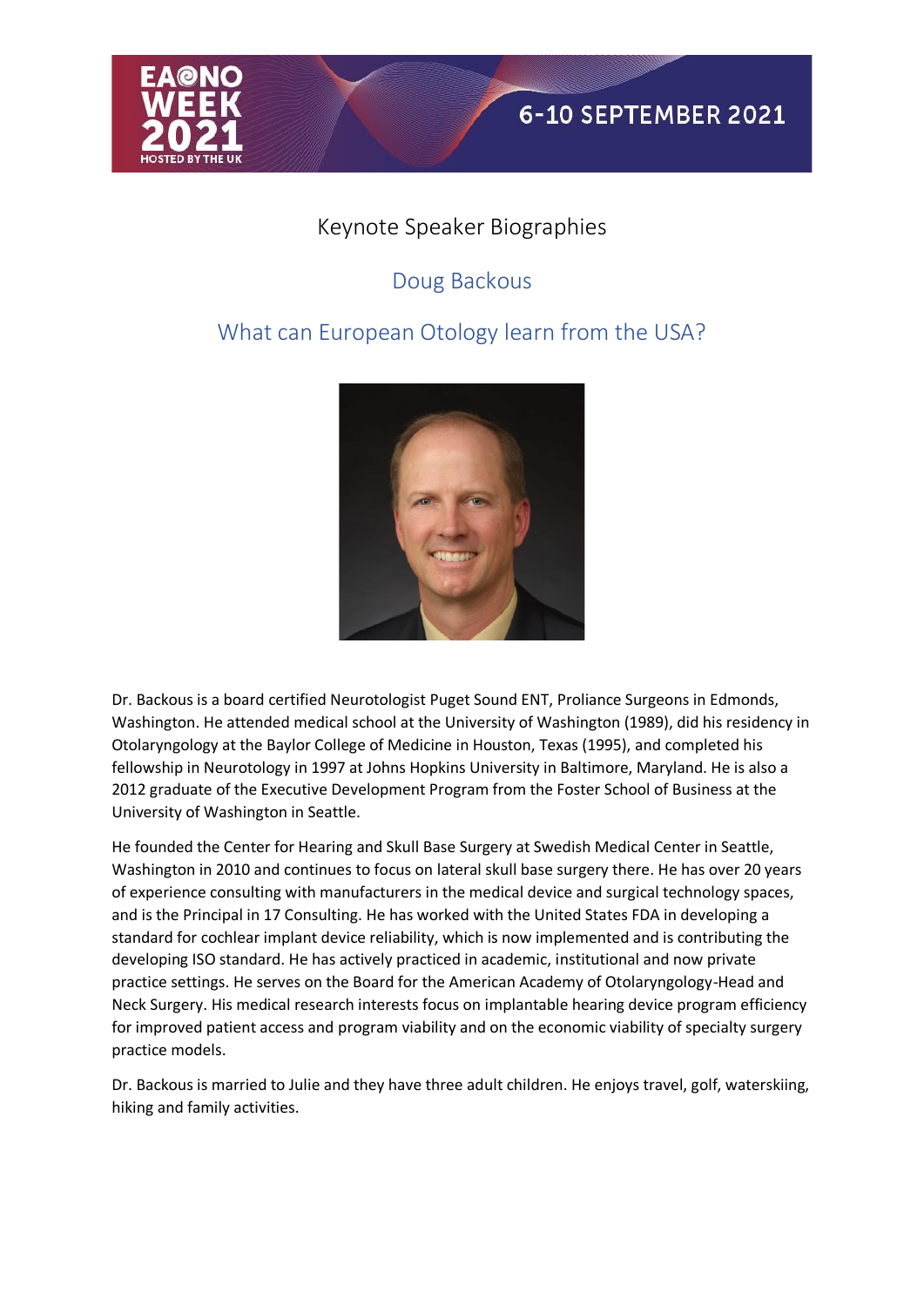# Keynote Speaker Biographies

## Doug Backous

## What can European Otology learn from the USA?

Dr. Backous is a board certified Neurotologist Puget Sound ENT, Proliance Surgeons in Edmonds, Washington. He attended medical school at the University of Washington (1989), did his residency in Otolaryngology at the Baylor College of Medicine in Houston, Texas (1995), and completed his fellowship in Neurotology in 1997 at Johns Hopkins University in Baltimore, Maryland. He is also a 2012 graduate of the Executive Development Program from the Foster School of Business at the University of Washington in Seattle.

He founded the Center for Hearing and Skull Base Surgery at Swedish Medical Center in Seattle, Washington in 2010 and continues to focus on lateral skull base surgery there. He has over 20 years of experience consulting with manufacturers in the medical device and surgical technology spaces, and is the Principal in 17 Consulting. He has worked with the United States FDA in developing a standard for cochlear implant device reliability, which is now implemented and is contributing the developing ISO standard. He has actively practiced in academic, institutional and now private practice settings. He serves on the Board for the American Academy of Otolaryngology-Head and Neck Surgery. His medical research interests focus on implantable hearing device program efficiency for improved patient access and program viability and on the economic viability of specialty surgery practice models.

Dr. Backous is married to Julie and they have three adult children. He enjoys travel, golf, waterskiing, hiking and family activities.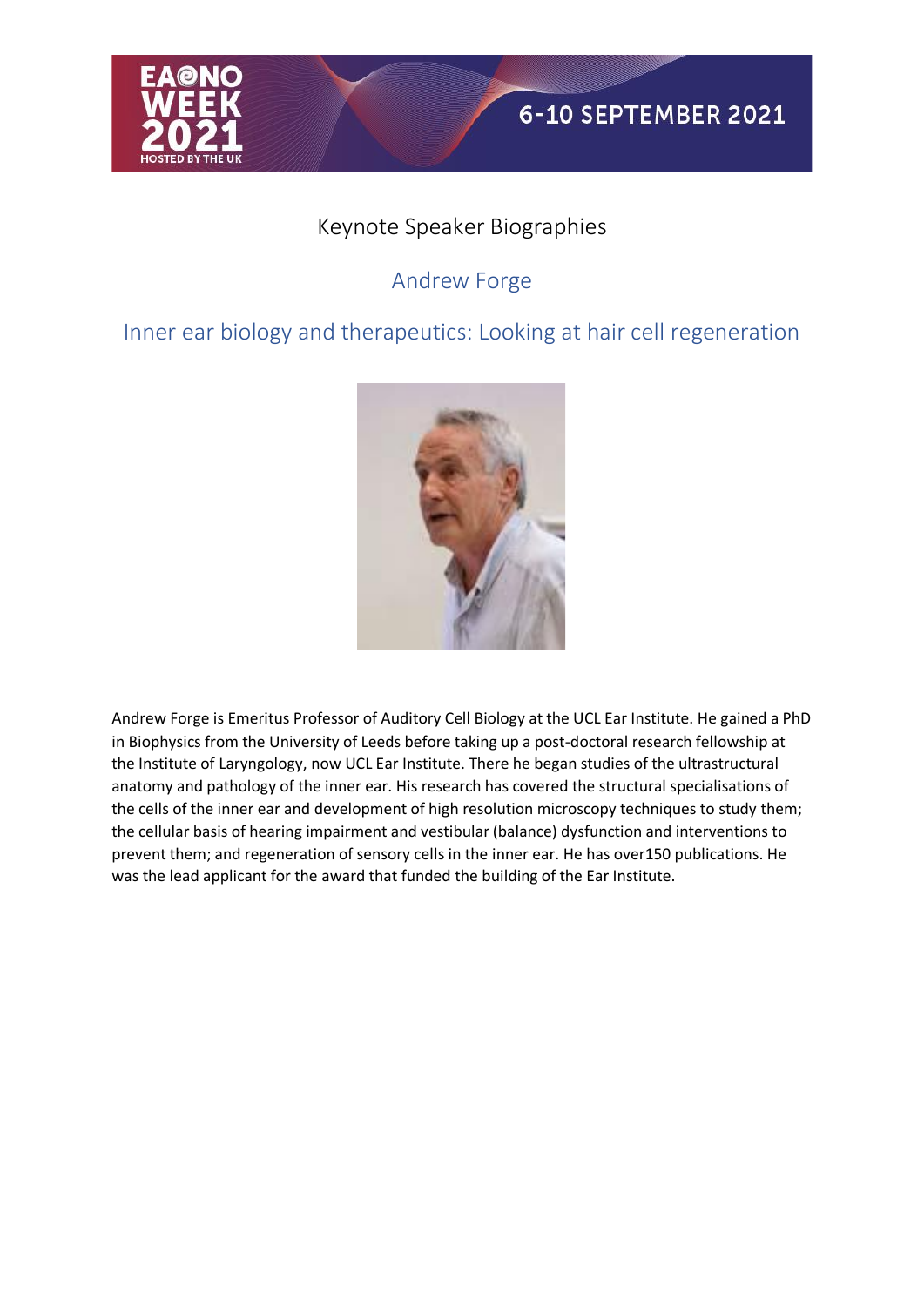# Keynote Speaker Biographies

## Andrew Forge

## Inner ear biology and therapeutics: Looking at hair cell regeneration

Andrew Forge is Emeritus Professor of Auditory Cell Biology at the UCL Ear Institute. He gained a PhD in Biophysics from the University of Leeds before taking up a post-doctoral research fellowship at the Institute of Laryngology, now UCL Ear Institute. There he began studies of the ultrastructural anatomy and pathology of the inner ear. His research has covered the structural specialisations of the cells of the inner ear and development of high resolution microscopy techniques to study them; the cellular basis of hearing impairment and vestibular (balance) dysfunction and interventions to prevent them; and regeneration of sensory cells in the inner ear. He has over150 publications. He was the lead applicant for the award that funded the building of the Ear Institute.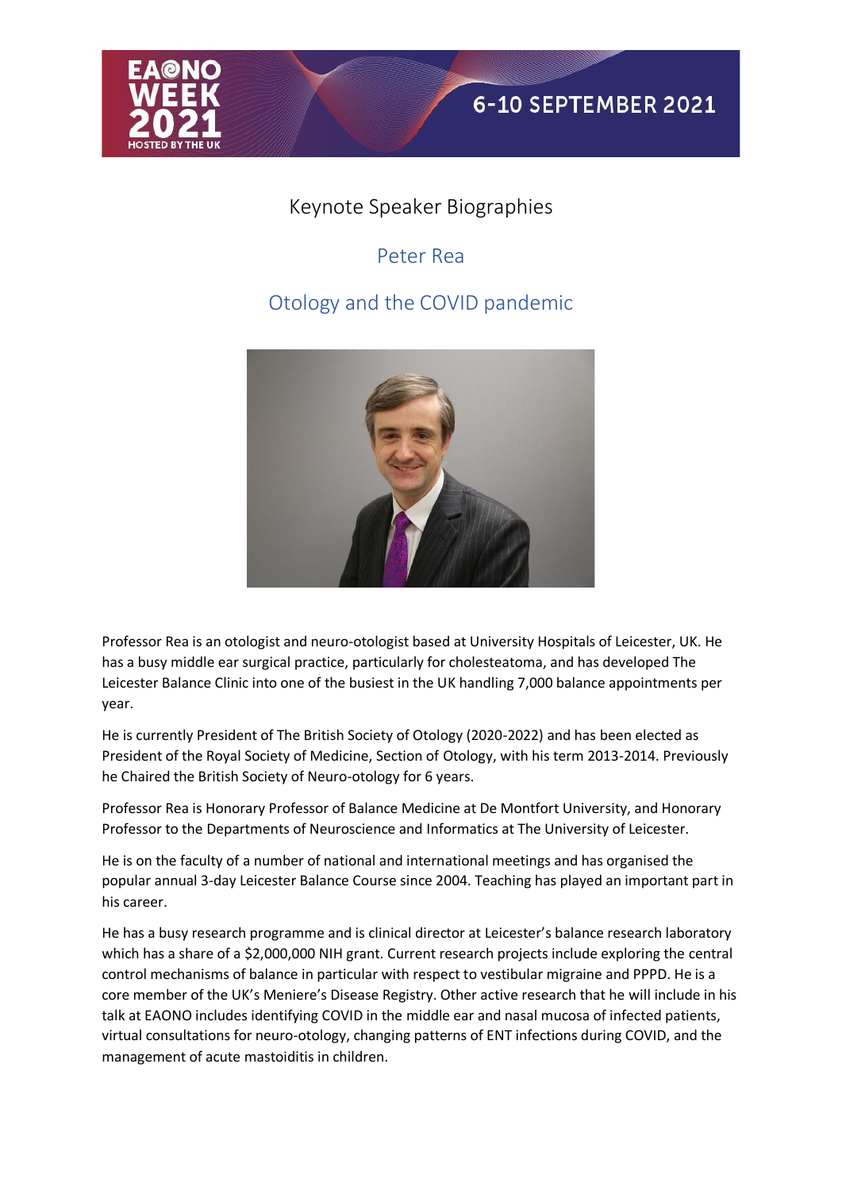# Keynote Speaker Biographies

## Peter Rea

## Otology and the COVID pandemic

Professor Rea is an otologist and neuro-otologist based at University Hospitals of Leicester, UK. He has a busy middle ear surgical practice, particularly for cholesteatoma, and has developed The Leicester Balance Clinic into one of the busiest in the UK handling 7,000 balance appointments per year.

He is currently President of The British Society of Otology (2020-2022) and has been elected as President of the Royal Society of Medicine, Section of Otology, with his term 2013-2014. Previously he Chaired the British Society of Neuro-otology for 6 years.

Professor Rea is Honorary Professor of Balance Medicine at De Montfort University, and Honorary Professor to the Departments of Neuroscience and Informatics at The University of Leicester.

He is on the faculty of a number of national and international meetings and has organised the popular annual 3-day Leicester Balance Course since 2004. Teaching has played an important part in his career.

He has a busy research programme and is clinical director at Leicester's balance research laboratory which has a share of a $2,000,000 NIH grant. Current research projects include exploring the central control mechanisms of balance in particular with respect to vestibular migraine and PPPD. He is a core member of the UK's Meniere's Disease Registry. Other active research that he will include in his talk at EAONO includes identifying COVID in the middle ear and nasal mucosa of infected patients, virtual consultations for neuro-otology, changing patterns of ENT infections during COVID, and the management of acute mastoiditis in children.